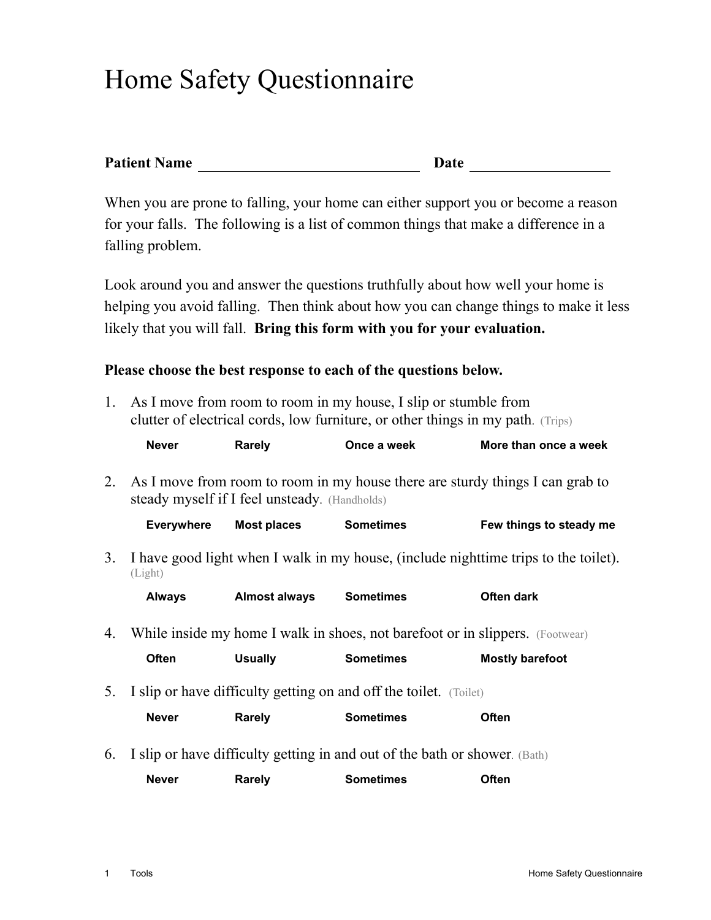# Home Safety Questionnaire

**Patient Name** ______________________________ **Date** __________________

When you are prone to falling, your home can either support you or become a reason for your falls. The following is a list of common things that make a difference in a falling problem.

Look around you and answer the questions truthfully about how well your home is helping you avoid falling. Then think about how you can change things to make it less likely that you will fall. **Bring this form with you for your evaluation.**

**Please choose the best response to each of the questions below.**

1. As I move from room to room in my house, I slip or stumble from clutter of electrical cords, low furniture, or other things in my path. (Trips)

   **Never** **Rarely** **Once a week** **More than once a week**

2. As I move from room to room in my house there are sturdy things I can grab to steady myself if I feel unsteady. (Handholds)

   **Everywhere** **Most places** **Sometimes** **Few things to steady me**

3. I have good light when I walk in my house, (include nighttime trips to the toilet). (Light)

   **Always** **Almost always** **Sometimes** **Often dark**

4. While inside my home I walk in shoes, not barefoot or in slippers. (Footwear)

   **Often** **Usually** **Sometimes** **Mostly barefoot**

5. I slip or have difficulty getting on and off the toilet. (Toilet)

   **Never** **Rarely** **Sometimes** **Often**

6. I slip or have difficulty getting in and out of the bath or shower. (Bath)

   **Never** **Rarely** **Sometimes** **Often**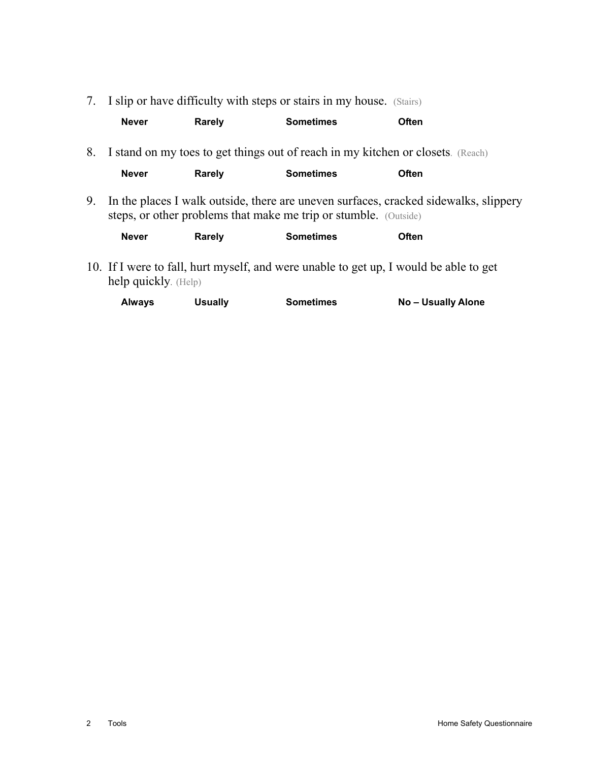7. I slip or have difficulty with steps or stairs in my house. (Stairs)

   **Never** **Rarely** **Sometimes** **Often**

8. I stand on my toes to get things out of reach in my kitchen or closets. (Reach)

   **Never** **Rarely** **Sometimes** **Often**

9. In the places I walk outside, there are uneven surfaces, cracked sidewalks, slippery steps, or other problems that make me trip or stumble. (Outside)

   **Never** **Rarely** **Sometimes** **Often**

10. If I were to fall, hurt myself, and were unable to get up, I would be able to get help quickly. (Help)

    **Always** **Usually** **Sometimes** **No – Usually Alone**